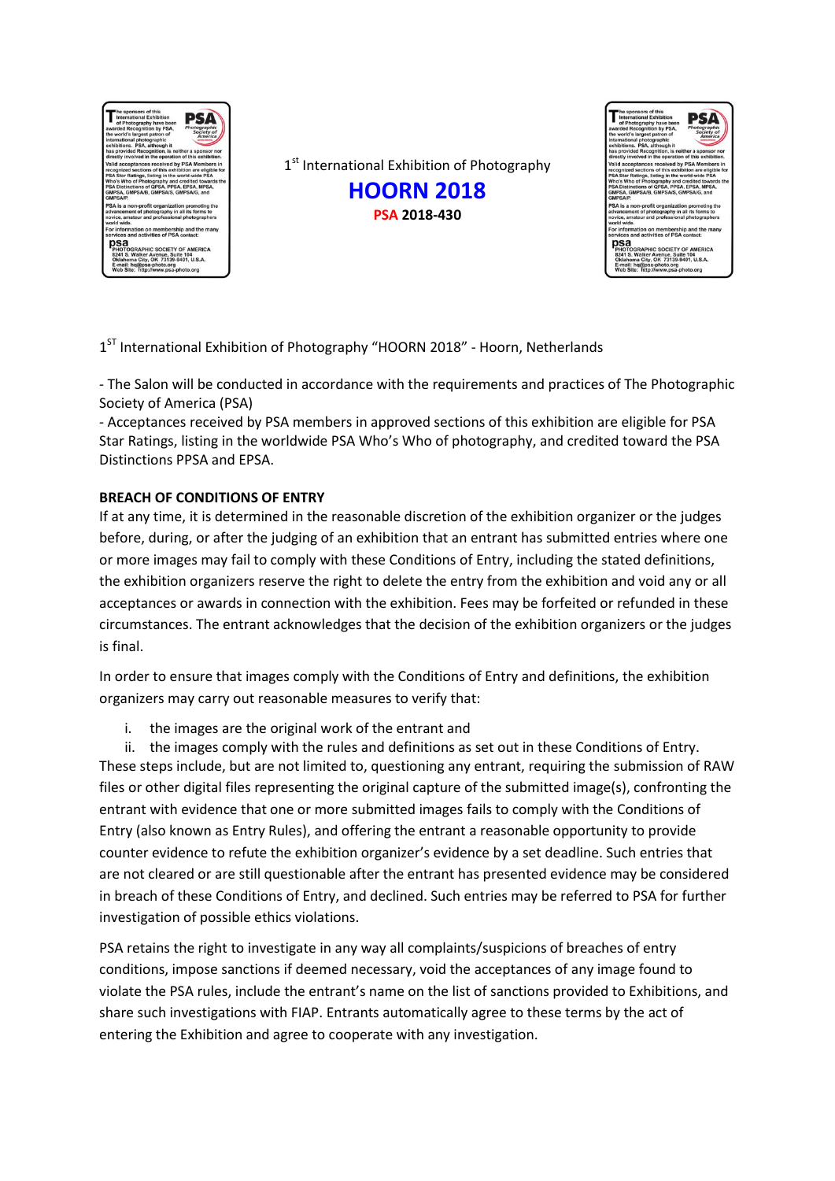1st International Exhibition of Photography

# HOORN 2018

**PSA 2018-430**

1ST International Exhibition of Photography "HOORN 2018" - Hoorn, Netherlands

- The Salon will be conducted in accordance with the requirements and practices of The Photographic Society of America (PSA)
- Acceptances received by PSA members in approved sections of this exhibition are eligible for PSA Star Ratings, listing in the worldwide PSA Who's Who of photography, and credited toward the PSA Distinctions PPSA and EPSA.

**BREACH OF CONDITIONS OF ENTRY**

If at any time, it is determined in the reasonable discretion of the exhibition organizer or the judges before, during, or after the judging of an exhibition that an entrant has submitted entries where one or more images may fail to comply with these Conditions of Entry, including the stated definitions, the exhibition organizers reserve the right to delete the entry from the exhibition and void any or all acceptances or awards in connection with the exhibition. Fees may be forfeited or refunded in these circumstances. The entrant acknowledges that the decision of the exhibition organizers or the judges is final.

In order to ensure that images comply with the Conditions of Entry and definitions, the exhibition organizers may carry out reasonable measures to verify that:

i. the images are the original work of the entrant and
ii. the images comply with the rules and definitions as set out in these Conditions of Entry.

These steps include, but are not limited to, questioning any entrant, requiring the submission of RAW files or other digital files representing the original capture of the submitted image(s), confronting the entrant with evidence that one or more submitted images fails to comply with the Conditions of Entry (also known as Entry Rules), and offering the entrant a reasonable opportunity to provide counter evidence to refute the exhibition organizer's evidence by a set deadline. Such entries that are not cleared or are still questionable after the entrant has presented evidence may be considered in breach of these Conditions of Entry, and declined. Such entries may be referred to PSA for further investigation of possible ethics violations.

PSA retains the right to investigate in any way all complaints/suspicions of breaches of entry conditions, impose sanctions if deemed necessary, void the acceptances of any image found to violate the PSA rules, include the entrant's name on the list of sanctions provided to Exhibitions, and share such investigations with FIAP. Entrants automatically agree to these terms by the act of entering the Exhibition and agree to cooperate with any investigation.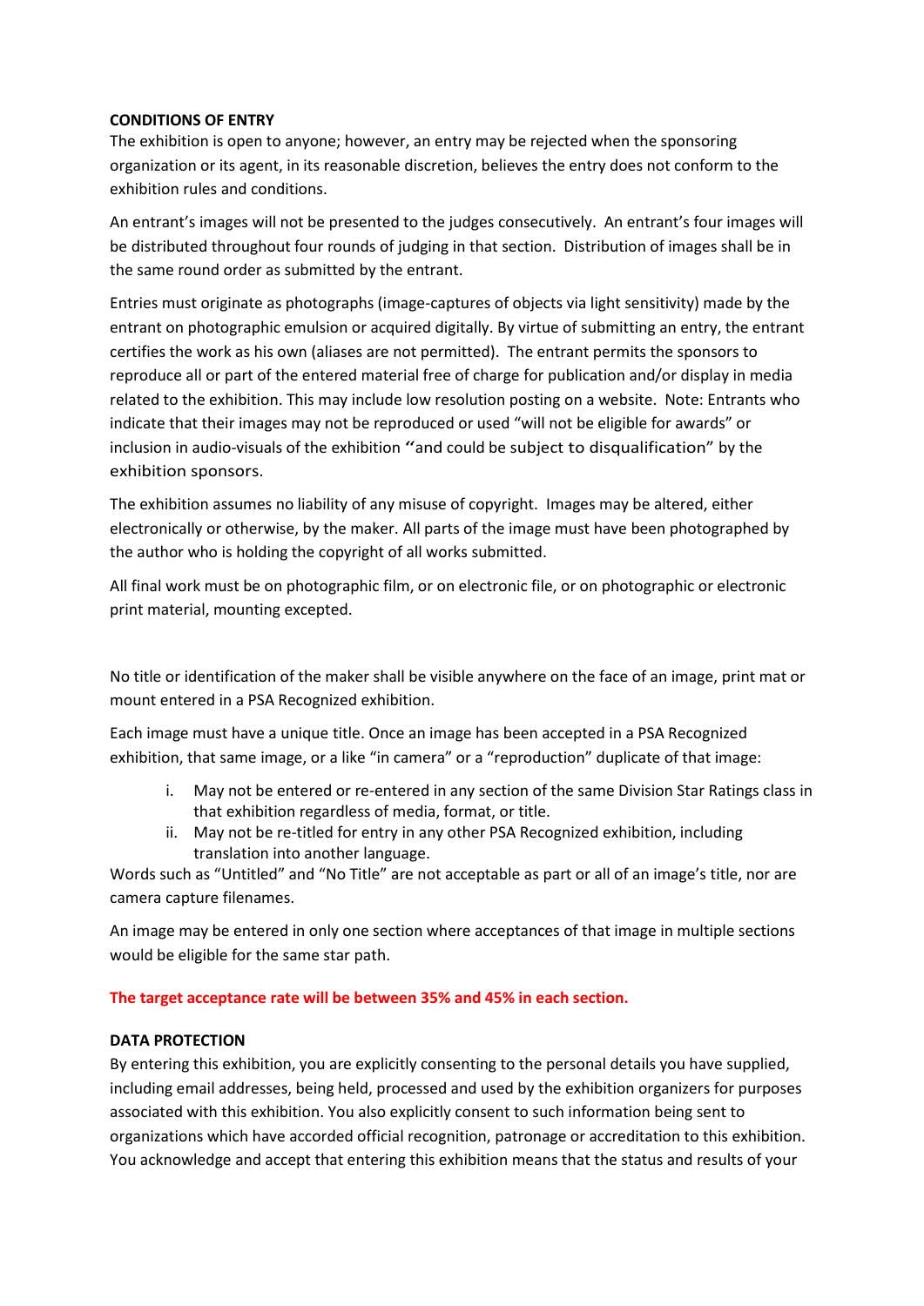**CONDITIONS OF ENTRY**

The exhibition is open to anyone; however, an entry may be rejected when the sponsoring organization or its agent, in its reasonable discretion, believes the entry does not conform to the exhibition rules and conditions.

An entrant's images will not be presented to the judges consecutively. An entrant's four images will be distributed throughout four rounds of judging in that section. Distribution of images shall be in the same round order as submitted by the entrant.

Entries must originate as photographs (image-captures of objects via light sensitivity) made by the entrant on photographic emulsion or acquired digitally. By virtue of submitting an entry, the entrant certifies the work as his own (aliases are not permitted). The entrant permits the sponsors to reproduce all or part of the entered material free of charge for publication and/or display in media related to the exhibition. This may include low resolution posting on a website. Note: Entrants who indicate that their images may not be reproduced or used "will not be eligible for awards" or inclusion in audio-visuals of the exhibition "and could be subject to disqualification" by the exhibition sponsors.

The exhibition assumes no liability of any misuse of copyright. Images may be altered, either electronically or otherwise, by the maker. All parts of the image must have been photographed by the author who is holding the copyright of all works submitted.

All final work must be on photographic film, or on electronic file, or on photographic or electronic print material, mounting excepted.

No title or identification of the maker shall be visible anywhere on the face of an image, print mat or mount entered in a PSA Recognized exhibition.

Each image must have a unique title. Once an image has been accepted in a PSA Recognized exhibition, that same image, or a like "in camera" or a "reproduction" duplicate of that image:

i. May not be entered or re-entered in any section of the same Division Star Ratings class in that exhibition regardless of media, format, or title.
ii. May not be re-titled for entry in any other PSA Recognized exhibition, including translation into another language.

Words such as "Untitled" and "No Title" are not acceptable as part or all of an image's title, nor are camera capture filenames.

An image may be entered in only one section where acceptances of that image in multiple sections would be eligible for the same star path.

**The target acceptance rate will be between 35% and 45% in each section.**

**DATA PROTECTION**

By entering this exhibition, you are explicitly consenting to the personal details you have supplied, including email addresses, being held, processed and used by the exhibition organizers for purposes associated with this exhibition. You also explicitly consent to such information being sent to organizations which have accorded official recognition, patronage or accreditation to this exhibition. You acknowledge and accept that entering this exhibition means that the status and results of your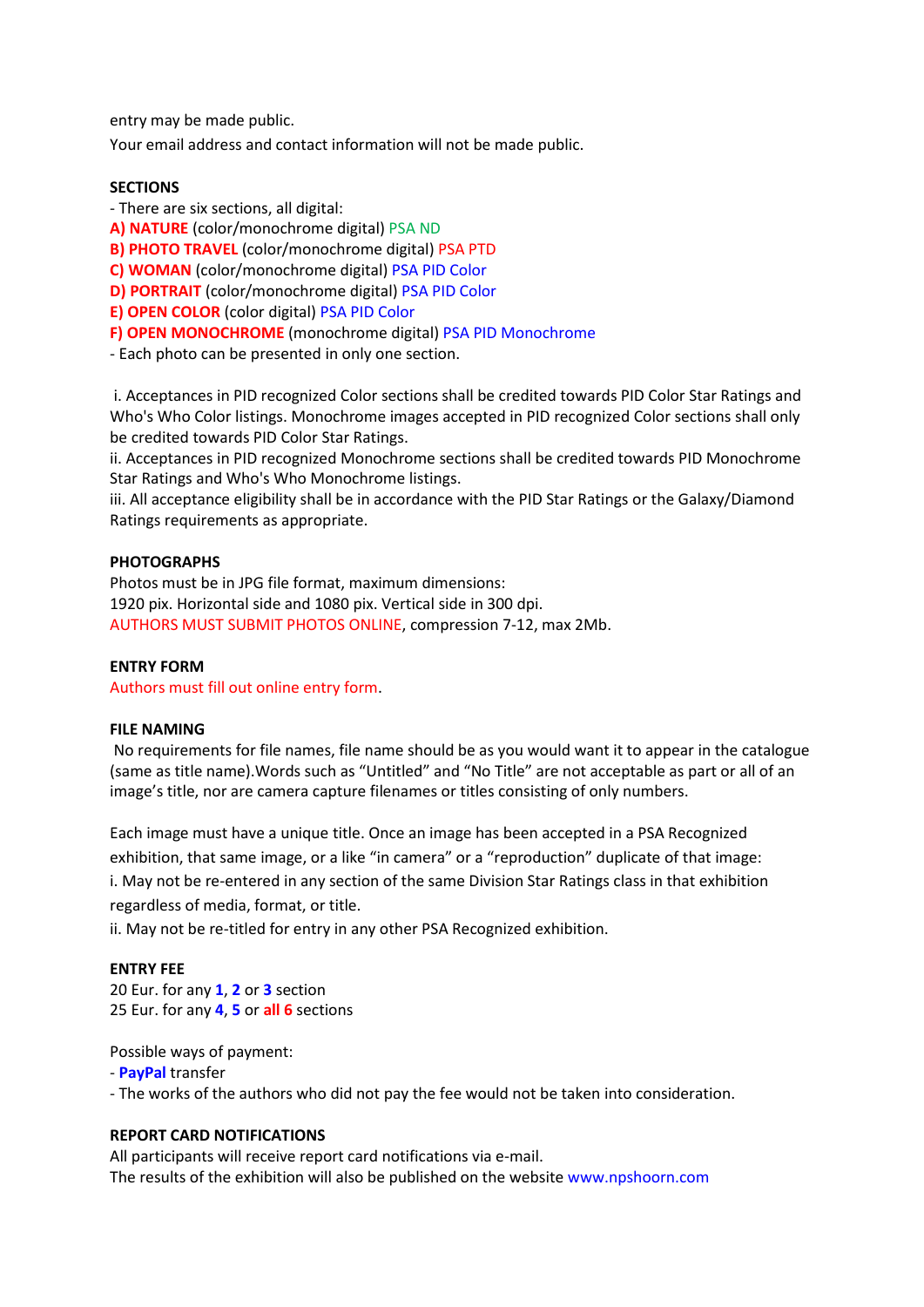entry may be made public.

Your email address and contact information will not be made public.

**SECTIONS**

- There are six sections, all digital:

**A) NATURE** (color/monochrome digital) PSA ND

**B) PHOTO TRAVEL** (color/monochrome digital) PSA PTD

**C) WOMAN** (color/monochrome digital) PSA PID Color

**D) PORTRAIT** (color/monochrome digital) PSA PID Color

**E) OPEN COLOR** (color digital) PSA PID Color

**F) OPEN MONOCHROME** (monochrome digital) PSA PID Monochrome

- Each photo can be presented in only one section.

i. Acceptances in PID recognized Color sections shall be credited towards PID Color Star Ratings and Who's Who Color listings. Monochrome images accepted in PID recognized Color sections shall only be credited towards PID Color Star Ratings.

ii. Acceptances in PID recognized Monochrome sections shall be credited towards PID Monochrome Star Ratings and Who's Who Monochrome listings.

iii. All acceptance eligibility shall be in accordance with the PID Star Ratings or the Galaxy/Diamond Ratings requirements as appropriate.

**PHOTOGRAPHS**

Photos must be in JPG file format, maximum dimensions:

1920 pix. Horizontal side and 1080 pix. Vertical side in 300 dpi.

AUTHORS MUST SUBMIT PHOTOS ONLINE, compression 7-12, max 2Mb.

**ENTRY FORM**

Authors must fill out online entry form.

**FILE NAMING**

No requirements for file names, file name should be as you would want it to appear in the catalogue (same as title name).Words such as "Untitled" and "No Title" are not acceptable as part or all of an image's title, nor are camera capture filenames or titles consisting of only numbers.

Each image must have a unique title. Once an image has been accepted in a PSA Recognized exhibition, that same image, or a like "in camera" or a "reproduction" duplicate of that image:

i. May not be re-entered in any section of the same Division Star Ratings class in that exhibition regardless of media, format, or title.

ii. May not be re-titled for entry in any other PSA Recognized exhibition.

**ENTRY FEE**

20 Eur. for any **1**, **2** or **3** section

25 Eur. for any **4**, **5** or **all 6** sections

Possible ways of payment:

- **PayPal** transfer
- The works of the authors who did not pay the fee would not be taken into consideration.

**REPORT CARD NOTIFICATIONS**

All participants will receive report card notifications via e-mail.

The results of the exhibition will also be published on the website www.npshoorn.com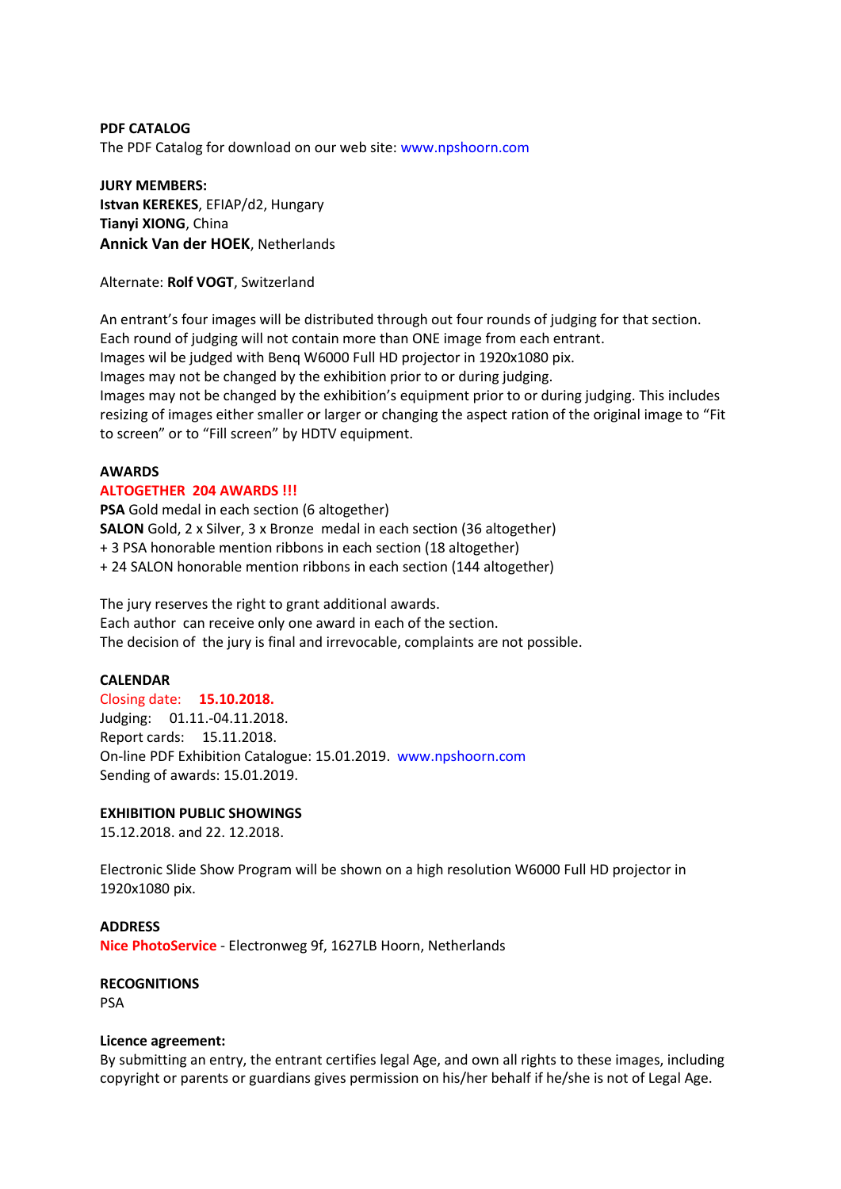**PDF CATALOG**

The PDF Catalog for download on our web site: www.npshoorn.com

**JURY MEMBERS:**

**Istvan KEREKES**, EFIAP/d2, Hungary
**Tianyi XIONG**, China
**Annick Van der HOEK**, Netherlands

Alternate: **Rolf VOGT**, Switzerland

An entrant's four images will be distributed through out four rounds of judging for that section.
Each round of judging will not contain more than ONE image from each entrant.
Images wil be judged with Benq W6000 Full HD projector in 1920x1080 pix.
Images may not be changed by the exhibition prior to or during judging.
Images may not be changed by the exhibition's equipment prior to or during judging. This includes resizing of images either smaller or larger or changing the aspect ration of the original image to "Fit to screen" or to "Fill screen" by HDTV equipment.

**AWARDS**

**ALTOGETHER 204 AWARDS !!!**

**PSA** Gold medal in each section (6 altogether)
**SALON** Gold, 2 x Silver, 3 x Bronze medal in each section (36 altogether)
+ 3 PSA honorable mention ribbons in each section (18 altogether)
+ 24 SALON honorable mention ribbons in each section (144 altogether)

The jury reserves the right to grant additional awards.
Each author can receive only one award in each of the section.
The decision of the jury is final and irrevocable, complaints are not possible.

**CALENDAR**

Closing date: **15.10.2018.**
Judging: 01.11.-04.11.2018.
Report cards: 15.11.2018.
On-line PDF Exhibition Catalogue: 15.01.2019. www.npshoorn.com
Sending of awards: 15.01.2019.

**EXHIBITION PUBLIC SHOWINGS**

15.12.2018. and 22. 12.2018.

Electronic Slide Show Program will be shown on a high resolution W6000 Full HD projector in 1920x1080 pix.

**ADDRESS**

**Nice PhotoService** - Electronweg 9f, 1627LB Hoorn, Netherlands

**RECOGNITIONS**

PSA

**Licence agreement:**

By submitting an entry, the entrant certifies legal Age, and own all rights to these images, including copyright or parents or guardians gives permission on his/her behalf if he/she is not of Legal Age.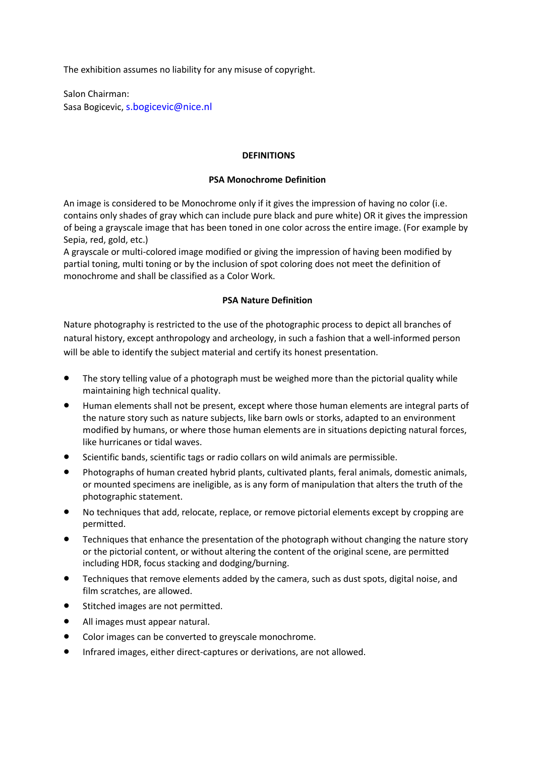The exhibition assumes no liability for any misuse of copyright.

Salon Chairman:
Sasa Bogicevic, s.bogicevic@nice.nl

## DEFINITIONS

### PSA Monochrome Definition

An image is considered to be Monochrome only if it gives the impression of having no color (i.e. contains only shades of gray which can include pure black and pure white) OR it gives the impression of being a grayscale image that has been toned in one color across the entire image. (For example by Sepia, red, gold, etc.)
A grayscale or multi-colored image modified or giving the impression of having been modified by partial toning, multi toning or by the inclusion of spot coloring does not meet the definition of monochrome and shall be classified as a Color Work.

### PSA Nature Definition

Nature photography is restricted to the use of the photographic process to depict all branches of natural history, except anthropology and archeology, in such a fashion that a well-informed person will be able to identify the subject material and certify its honest presentation.

- The story telling value of a photograph must be weighed more than the pictorial quality while maintaining high technical quality.
- Human elements shall not be present, except where those human elements are integral parts of the nature story such as nature subjects, like barn owls or storks, adapted to an environment modified by humans, or where those human elements are in situations depicting natural forces, like hurricanes or tidal waves.
- Scientific bands, scientific tags or radio collars on wild animals are permissible.
- Photographs of human created hybrid plants, cultivated plants, feral animals, domestic animals, or mounted specimens are ineligible, as is any form of manipulation that alters the truth of the photographic statement.
- No techniques that add, relocate, replace, or remove pictorial elements except by cropping are permitted.
- Techniques that enhance the presentation of the photograph without changing the nature story or the pictorial content, or without altering the content of the original scene, are permitted including HDR, focus stacking and dodging/burning.
- Techniques that remove elements added by the camera, such as dust spots, digital noise, and film scratches, are allowed.
- Stitched images are not permitted.
- All images must appear natural.
- Color images can be converted to greyscale monochrome.
- Infrared images, either direct-captures or derivations, are not allowed.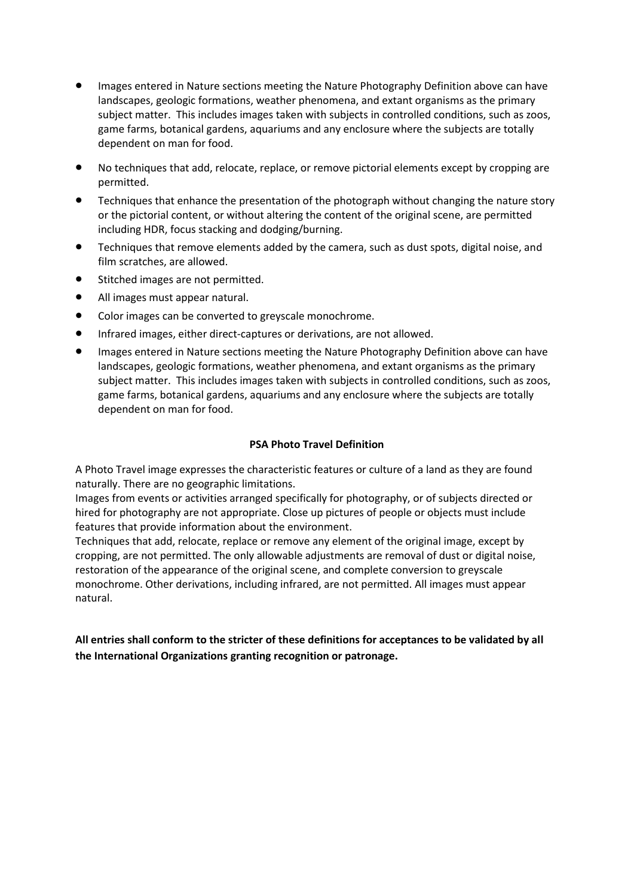- Images entered in Nature sections meeting the Nature Photography Definition above can have landscapes, geologic formations, weather phenomena, and extant organisms as the primary subject matter. This includes images taken with subjects in controlled conditions, such as zoos, game farms, botanical gardens, aquariums and any enclosure where the subjects are totally dependent on man for food.
- No techniques that add, relocate, replace, or remove pictorial elements except by cropping are permitted.
- Techniques that enhance the presentation of the photograph without changing the nature story or the pictorial content, or without altering the content of the original scene, are permitted including HDR, focus stacking and dodging/burning.
- Techniques that remove elements added by the camera, such as dust spots, digital noise, and film scratches, are allowed.
- Stitched images are not permitted.
- All images must appear natural.
- Color images can be converted to greyscale monochrome.
- Infrared images, either direct-captures or derivations, are not allowed.
- Images entered in Nature sections meeting the Nature Photography Definition above can have landscapes, geologic formations, weather phenomena, and extant organisms as the primary subject matter. This includes images taken with subjects in controlled conditions, such as zoos, game farms, botanical gardens, aquariums and any enclosure where the subjects are totally dependent on man for food.

**PSA Photo Travel Definition**

A Photo Travel image expresses the characteristic features or culture of a land as they are found naturally. There are no geographic limitations.
Images from events or activities arranged specifically for photography, or of subjects directed or hired for photography are not appropriate. Close up pictures of people or objects must include features that provide information about the environment.
Techniques that add, relocate, replace or remove any element of the original image, except by cropping, are not permitted. The only allowable adjustments are removal of dust or digital noise, restoration of the appearance of the original scene, and complete conversion to greyscale monochrome. Other derivations, including infrared, are not permitted. All images must appear natural.

**All entries shall conform to the stricter of these definitions for acceptances to be validated by all the International Organizations granting recognition or patronage.**